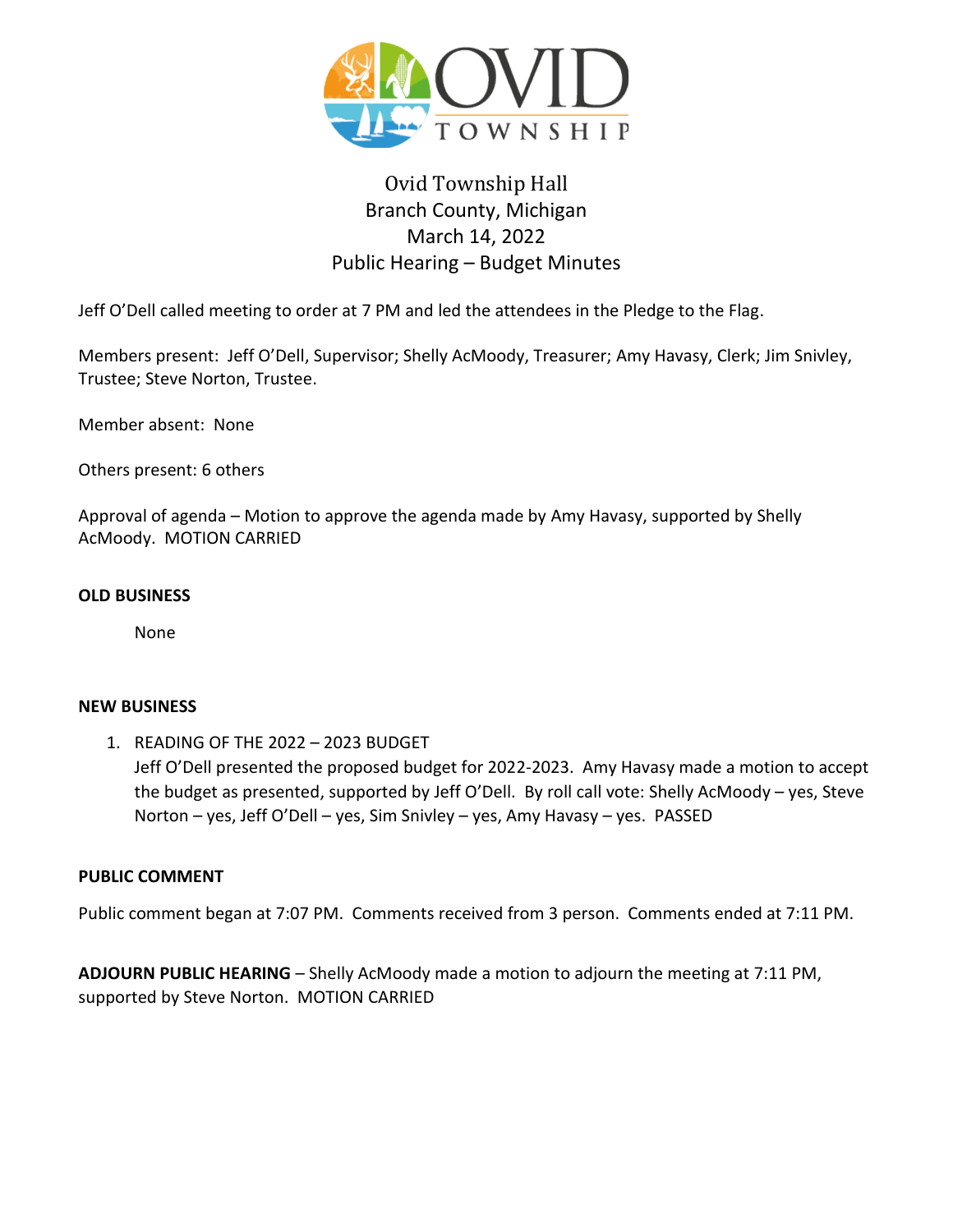# Ovid Township Hall
## Branch County, Michigan
## March 14, 2022
## Public Hearing – Budget Minutes

Jeff O'Dell called meeting to order at 7 PM and led the attendees in the Pledge to the Flag.

Members present: Jeff O'Dell, Supervisor; Shelly AcMoody, Treasurer; Amy Havasy, Clerk; Jim Snivley, Trustee; Steve Norton, Trustee.

Member absent: None

Others present: 6 others

Approval of agenda – Motion to approve the agenda made by Amy Havasy, supported by Shelly AcMoody. MOTION CARRIED

**OLD BUSINESS**

None

**NEW BUSINESS**

1. READING OF THE 2022 – 2023 BUDGET
   Jeff O'Dell presented the proposed budget for 2022-2023. Amy Havasy made a motion to accept the budget as presented, supported by Jeff O'Dell. By roll call vote: Shelly AcMoody – yes, Steve Norton – yes, Jeff O'Dell – yes, Sim Snivley – yes, Amy Havasy – yes. PASSED

**PUBLIC COMMENT**

Public comment began at 7:07 PM. Comments received from 3 person. Comments ended at 7:11 PM.

**ADJOURN PUBLIC HEARING** – Shelly AcMoody made a motion to adjourn the meeting at 7:11 PM, supported by Steve Norton. MOTION CARRIED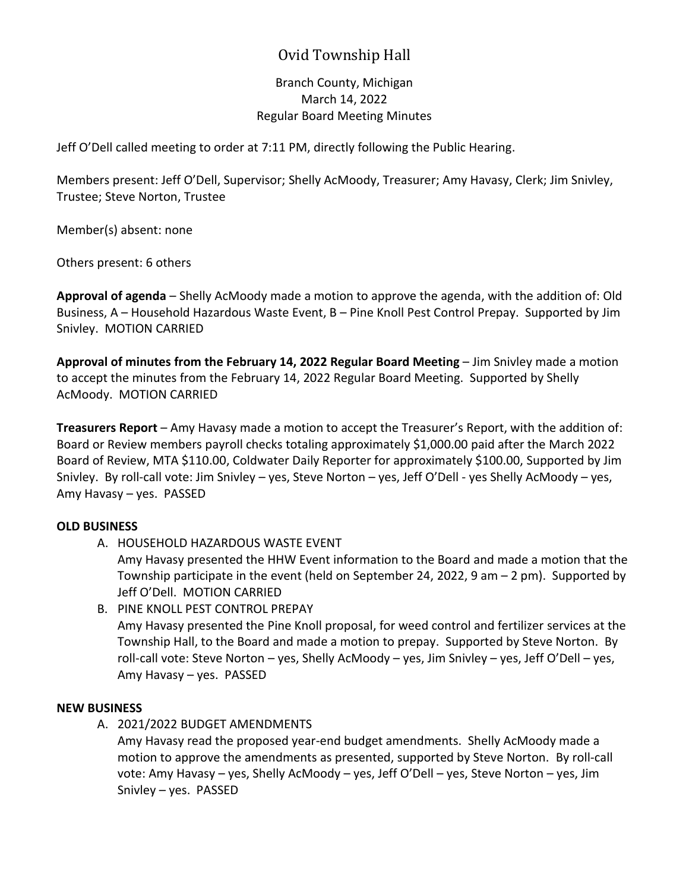# Ovid Township Hall

Branch County, Michigan
March 14, 2022
Regular Board Meeting Minutes

Jeff O'Dell called meeting to order at 7:11 PM, directly following the Public Hearing.

Members present: Jeff O'Dell, Supervisor; Shelly AcMoody, Treasurer; Amy Havasy, Clerk; Jim Snivley, Trustee; Steve Norton, Trustee

Member(s) absent: none

Others present: 6 others

**Approval of agenda** – Shelly AcMoody made a motion to approve the agenda, with the addition of: Old Business, A – Household Hazardous Waste Event, B – Pine Knoll Pest Control Prepay. Supported by Jim Snivley. MOTION CARRIED

**Approval of minutes from the February 14, 2022 Regular Board Meeting** – Jim Snivley made a motion to accept the minutes from the February 14, 2022 Regular Board Meeting. Supported by Shelly AcMoody. MOTION CARRIED

**Treasurers Report** – Amy Havasy made a motion to accept the Treasurer's Report, with the addition of: Board or Review members payroll checks totaling approximately $1,000.00 paid after the March 2022 Board of Review, MTA $110.00, Coldwater Daily Reporter for approximately $100.00, Supported by Jim Snivley. By roll-call vote: Jim Snivley – yes, Steve Norton – yes, Jeff O'Dell - yes Shelly AcMoody – yes, Amy Havasy – yes. PASSED

## OLD BUSINESS

A. HOUSEHOLD HAZARDOUS WASTE EVENT
   Amy Havasy presented the HHW Event information to the Board and made a motion that the Township participate in the event (held on September 24, 2022, 9 am – 2 pm). Supported by Jeff O'Dell. MOTION CARRIED

B. PINE KNOLL PEST CONTROL PREPAY
   Amy Havasy presented the Pine Knoll proposal, for weed control and fertilizer services at the Township Hall, to the Board and made a motion to prepay. Supported by Steve Norton. By roll-call vote: Steve Norton – yes, Shelly AcMoody – yes, Jim Snivley – yes, Jeff O'Dell – yes, Amy Havasy – yes. PASSED

## NEW BUSINESS

A. 2021/2022 BUDGET AMENDMENTS
   Amy Havasy read the proposed year-end budget amendments. Shelly AcMoody made a motion to approve the amendments as presented, supported by Steve Norton. By roll-call vote: Amy Havasy – yes, Shelly AcMoody – yes, Jeff O'Dell – yes, Steve Norton – yes, Jim Snivley – yes. PASSED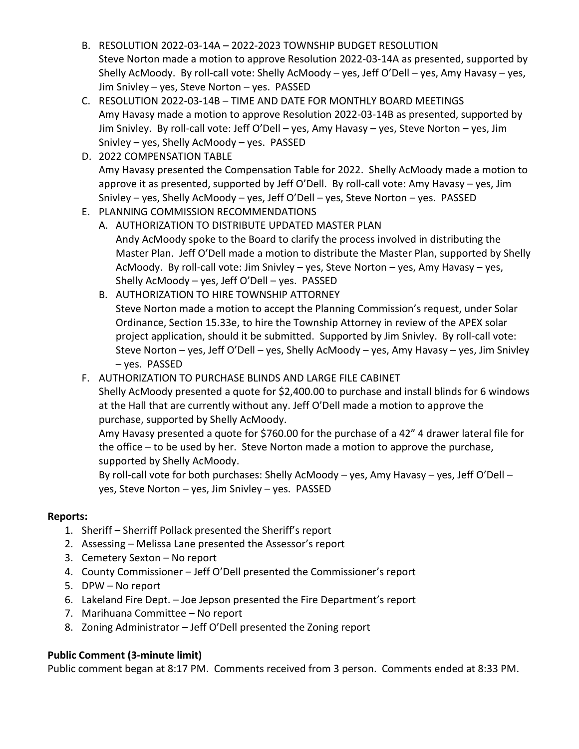B. RESOLUTION 2022-03-14A – 2022-2023 TOWNSHIP BUDGET RESOLUTION
   Steve Norton made a motion to approve Resolution 2022-03-14A as presented, supported by Shelly AcMoody. By roll-call vote: Shelly AcMoody – yes, Jeff O'Dell – yes, Amy Havasy – yes, Jim Snivley – yes, Steve Norton – yes. PASSED

C. RESOLUTION 2022-03-14B – TIME AND DATE FOR MONTHLY BOARD MEETINGS
   Amy Havasy made a motion to approve Resolution 2022-03-14B as presented, supported by Jim Snivley. By roll-call vote: Jeff O'Dell – yes, Amy Havasy – yes, Steve Norton – yes, Jim Snivley – yes, Shelly AcMoody – yes. PASSED

D. 2022 COMPENSATION TABLE
   Amy Havasy presented the Compensation Table for 2022. Shelly AcMoody made a motion to approve it as presented, supported by Jeff O'Dell. By roll-call vote: Amy Havasy – yes, Jim Snivley – yes, Shelly AcMoody – yes, Jeff O'Dell – yes, Steve Norton – yes. PASSED

E. PLANNING COMMISSION RECOMMENDATIONS
   A. AUTHORIZATION TO DISTRIBUTE UPDATED MASTER PLAN
      Andy AcMoody spoke to the Board to clarify the process involved in distributing the Master Plan. Jeff O'Dell made a motion to distribute the Master Plan, supported by Shelly AcMoody. By roll-call vote: Jim Snivley – yes, Steve Norton – yes, Amy Havasy – yes, Shelly AcMoody – yes, Jeff O'Dell – yes. PASSED
   B. AUTHORIZATION TO HIRE TOWNSHIP ATTORNEY
      Steve Norton made a motion to accept the Planning Commission's request, under Solar Ordinance, Section 15.33e, to hire the Township Attorney in review of the APEX solar project application, should it be submitted. Supported by Jim Snivley. By roll-call vote: Steve Norton – yes, Jeff O'Dell – yes, Shelly AcMoody – yes, Amy Havasy – yes, Jim Snivley – yes. PASSED

F. AUTHORIZATION TO PURCHASE BLINDS AND LARGE FILE CABINET
   Shelly AcMoody presented a quote for $2,400.00 to purchase and install blinds for 6 windows at the Hall that are currently without any. Jeff O'Dell made a motion to approve the purchase, supported by Shelly AcMoody.
   Amy Havasy presented a quote for $760.00 for the purchase of a 42" 4 drawer lateral file for the office – to be used by her. Steve Norton made a motion to approve the purchase, supported by Shelly AcMoody.
   By roll-call vote for both purchases: Shelly AcMoody – yes, Amy Havasy – yes, Jeff O'Dell – yes, Steve Norton – yes, Jim Snivley – yes. PASSED

**Reports:**

1. Sheriff – Sherriff Pollack presented the Sheriff's report
2. Assessing – Melissa Lane presented the Assessor's report
3. Cemetery Sexton – No report
4. County Commissioner – Jeff O'Dell presented the Commissioner's report
5. DPW – No report
6. Lakeland Fire Dept. – Joe Jepson presented the Fire Department's report
7. Marihuana Committee – No report
8. Zoning Administrator – Jeff O'Dell presented the Zoning report

**Public Comment (3-minute limit)**

Public comment began at 8:17 PM. Comments received from 3 person. Comments ended at 8:33 PM.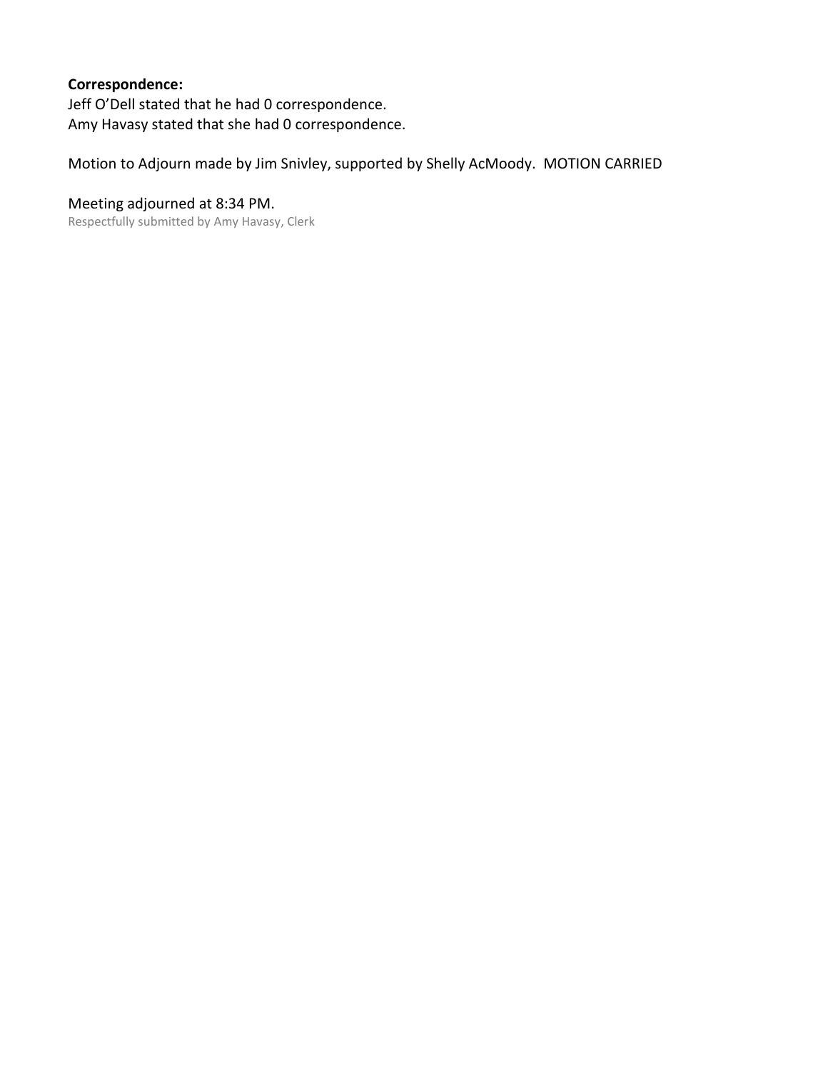**Correspondence:**

Jeff O'Dell stated that he had 0 correspondence.
Amy Havasy stated that she had 0 correspondence.

Motion to Adjourn made by Jim Snivley, supported by Shelly AcMoody. MOTION CARRIED

Meeting adjourned at 8:34 PM.
Respectfully submitted by Amy Havasy, Clerk